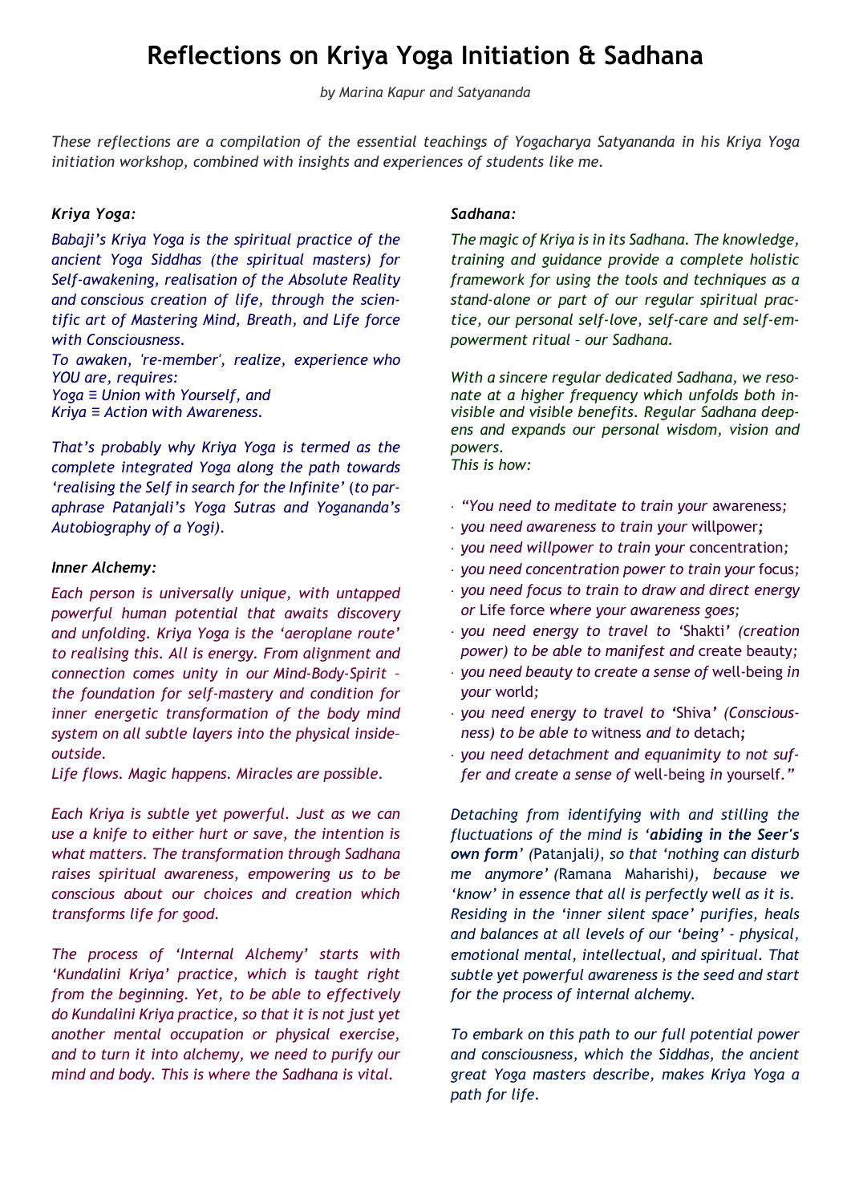# Reflections on Kriya Yoga Initiation & Sadhana

*by Marina Kapur and Satyananda*

*These reflections are a compilation of the essential teachings of Yogacharya Satyananda in his Kriya Yoga initiation workshop, combined with insights and experiences of students like me.*

### *Kriya Yoga:*

*Babaji's Kriya Yoga is the spiritual practice of the ancient Yoga Siddhas (the spiritual masters) for Self-awakening, realisation of the Absolute Reality and conscious creation of life, through the scientific art of Mastering Mind, Breath, and Life force with Consciousness.*
*To awaken, 're-member', realize, experience who YOU are, requires:*
*Yoga ≡ Union with Yourself, and*
*Kriya ≡ Action with Awareness.*

*That's probably why Kriya Yoga is termed as the complete integrated Yoga along the path towards 'realising the Self in search for the Infinite' (to paraphrase Patanjali's Yoga Sutras and Yogananda's Autobiography of a Yogi).*

### *Inner Alchemy:*

*Each person is universally unique, with untapped powerful human potential that awaits discovery and unfolding. Kriya Yoga is the 'aeroplane route' to realising this. All is energy. From alignment and connection comes unity in our Mind-Body-Spirit – the foundation for self-mastery and condition for inner energetic transformation of the body mind system on all subtle layers into the physical inside-outside.*
*Life flows. Magic happens. Miracles are possible.*

*Each Kriya is subtle yet powerful. Just as we can use a knife to either hurt or save, the intention is what matters. The transformation through Sadhana raises spiritual awareness, empowering us to be conscious about our choices and creation which transforms life for good.*

*The process of 'Internal Alchemy' starts with 'Kundalini Kriya' practice, which is taught right from the beginning. Yet, to be able to effectively do Kundalini Kriya practice, so that it is not just yet another mental occupation or physical exercise, and to turn it into alchemy, we need to purify our mind and body. This is where the Sadhana is vital.*

### *Sadhana:*

*The magic of Kriya is in its Sadhana. The knowledge, training and guidance provide a complete holistic framework for using the tools and techniques as a stand-alone or part of our regular spiritual practice, our personal self-love, self-care and self-empowerment ritual – our Sadhana.*

*With a sincere regular dedicated Sadhana, we resonate at a higher frequency which unfolds both invisible and visible benefits. Regular Sadhana deepens and expands our personal wisdom, vision and powers.*
*This is how:*

- *"You need to meditate to train your* awareness*;*
- *you need awareness to train your* willpower*;*
- *you need willpower to train your* concentration*;*
- *you need concentration power to train your* focus*;*
- *you need focus to train to draw and direct energy or* Life force *where your awareness goes;*
- *you need energy to travel to '*Shakti*' (creation power) to be able to manifest and* create beauty*;*
- *you need beauty to create a sense of* well-being *in your world;*
- *you need energy to travel to '*Shiva*' (Consciousness) to be able to* witness *and to* detach*;*
- *you need detachment and equanimity to not suffer and create a sense of* well-being *in yourself."*

*Detaching from identifying with and stilling the fluctuations of the mind is '**abiding in the Seer's own form**' (*Patanjali*), so that 'nothing can disturb me anymore' (*Ramana Maharishi*), because we 'know' in essence that all is perfectly well as it is. Residing in the 'inner silent space' purifies, heals and balances at all levels of our 'being' - physical, emotional mental, intellectual, and spiritual. That subtle yet powerful awareness is the seed and start for the process of internal alchemy.*

*To embark on this path to our full potential power and consciousness, which the Siddhas, the ancient great Yoga masters describe, makes Kriya Yoga a path for life.*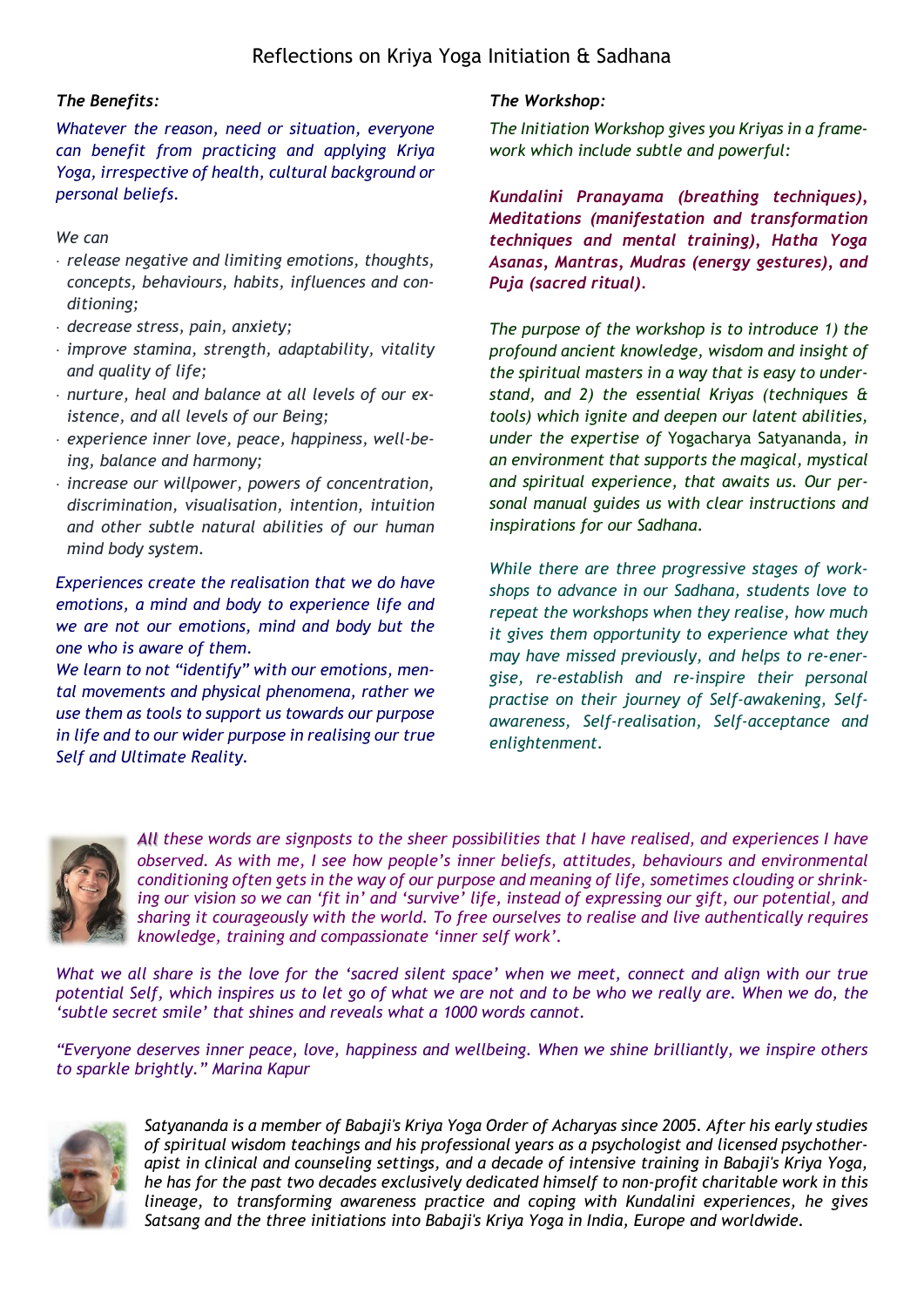# Reflections on Kriya Yoga Initiation & Sadhana

***The Benefits:***

*Whatever the reason, need or situation, everyone can benefit from practicing and applying Kriya Yoga, irrespective of health, cultural background or personal beliefs.*

*We can*

- *release negative and limiting emotions, thoughts, concepts, behaviours, habits, influences and conditioning;*
- *decrease stress, pain, anxiety;*
- *improve stamina, strength, adaptability, vitality and quality of life;*
- *nurture, heal and balance at all levels of our existence, and all levels of our Being;*
- *experience inner love, peace, happiness, well-being, balance and harmony;*
- *increase our willpower, powers of concentration, discrimination, visualisation, intention, intuition and other subtle natural abilities of our human mind body system.*

*Experiences create the realisation that we do have emotions, a mind and body to experience life and we are not our emotions, mind and body but the one who is aware of them.*
*We learn to not "identify" with our emotions, mental movements and physical phenomena, rather we use them as tools to support us towards our purpose in life and to our wider purpose in realising our true Self and Ultimate Reality.*

***The Workshop:***

*The Initiation Workshop gives you Kriyas in a framework which include subtle and powerful:*

***Kundalini Pranayama (breathing techniques), Meditations (manifestation and transformation techniques and mental training), Hatha Yoga Asanas, Mantras, Mudras (energy gestures), and Puja (sacred ritual).***

*The purpose of the workshop is to introduce 1) the profound ancient knowledge, wisdom and insight of the spiritual masters in a way that is easy to understand, and 2) the essential Kriyas (techniques & tools) which ignite and deepen our latent abilities, under the expertise of* Yogacharya Satyananda*, in an environment that supports the magical, mystical and spiritual experience, that awaits us. Our personal manual guides us with clear instructions and inspirations for our Sadhana.*

*While there are three progressive stages of workshops to advance in our Sadhana, students love to repeat the workshops when they realise, how much it gives them opportunity to experience what they may have missed previously, and helps to re-energise, re-establish and re-inspire their personal practise on their journey of Self-awakening, Self-awareness, Self-realisation, Self-acceptance and enlightenment.*

*All these words are signposts to the sheer possibilities that I have realised, and experiences I have observed. As with me, I see how people's inner beliefs, attitudes, behaviours and environmental conditioning often gets in the way of our purpose and meaning of life, sometimes clouding or shrinking our vision so we can 'fit in' and 'survive' life, instead of expressing our gift, our potential, and sharing it courageously with the world. To free ourselves to realise and live authentically requires knowledge, training and compassionate 'inner self work'.*

*What we all share is the love for the 'sacred silent space' when we meet, connect and align with our true potential Self, which inspires us to let go of what we are not and to be who we really are. When we do, the 'subtle secret smile' that shines and reveals what a 1000 words cannot.*

*"Everyone deserves inner peace, love, happiness and wellbeing. When we shine brilliantly, we inspire others to sparkle brightly." Marina Kapur*

*Satyananda is a member of Babaji's Kriya Yoga Order of Acharyas since 2005. After his early studies of spiritual wisdom teachings and his professional years as a psychologist and licensed psychotherapist in clinical and counseling settings, and a decade of intensive training in Babaji's Kriya Yoga, he has for the past two decades exclusively dedicated himself to non-profit charitable work in this lineage, to transforming awareness practice and coping with Kundalini experiences, he gives Satsang and the three initiations into Babaji's Kriya Yoga in India, Europe and worldwide.*